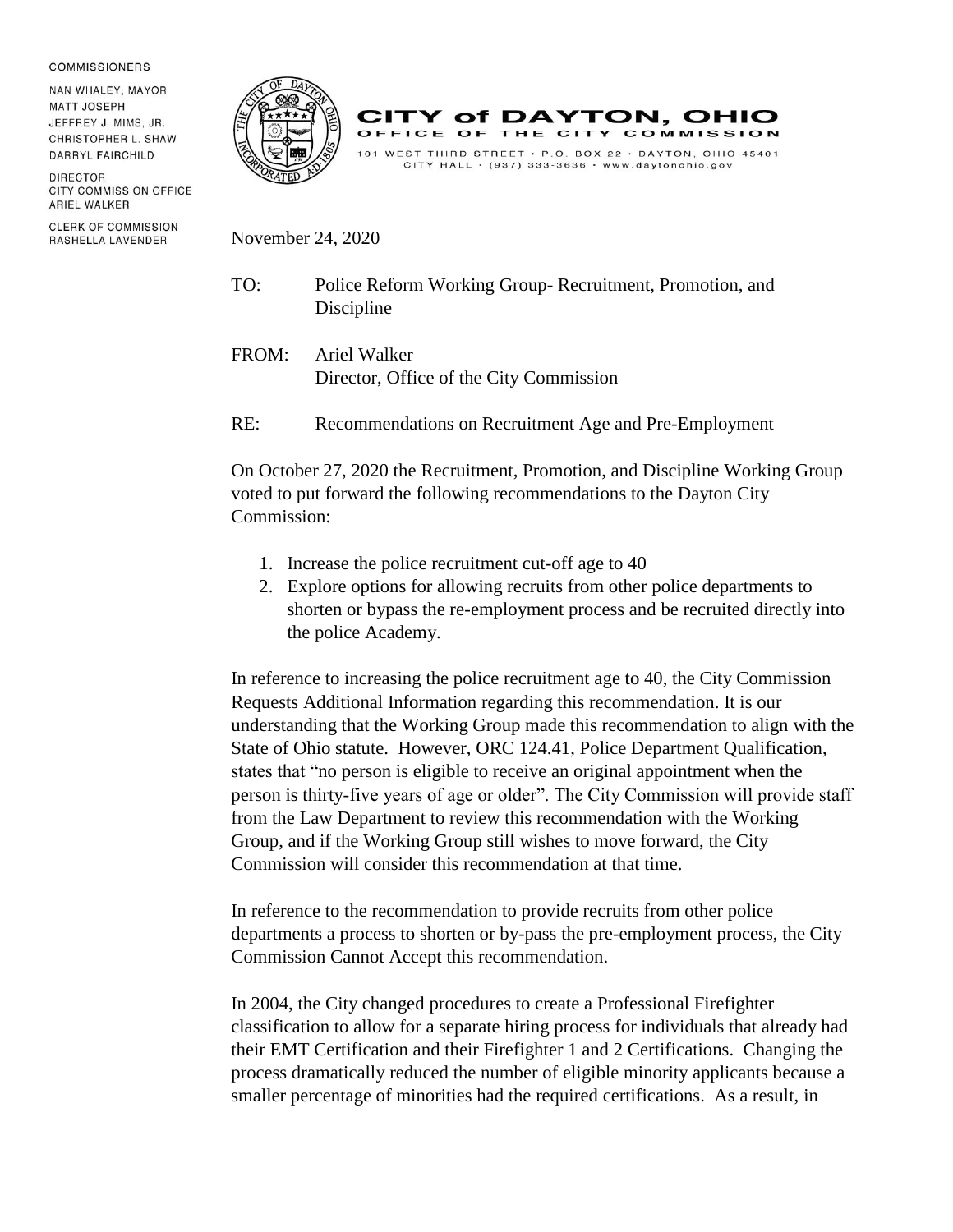COMMISSIONERS

NAN WHALEY, MAYOR
MATT JOSEPH
JEFFREY J. MIMS, JR.
CHRISTOPHER L. SHAW
DARRYL FAIRCHILD

DIRECTOR
CITY COMMISSION OFFICE
ARIEL WALKER

CLERK OF COMMISSION
RASHELLA LAVENDER

# CITY of DAYTON, OHIO

OFFICE OF THE CITY COMMISSION

101 WEST THIRD STREET • P.O. BOX 22 • DAYTON, OHIO 45401
CITY HALL • (937) 333-3636 • www.daytonohio.gov

November 24, 2020

TO: Police Reform Working Group- Recruitment, Promotion, and Discipline

FROM: Ariel Walker
Director, Office of the City Commission

RE: Recommendations on Recruitment Age and Pre-Employment

On October 27, 2020 the Recruitment, Promotion, and Discipline Working Group voted to put forward the following recommendations to the Dayton City Commission:

1. Increase the police recruitment cut-off age to 40
2. Explore options for allowing recruits from other police departments to shorten or bypass the re-employment process and be recruited directly into the police Academy.

In reference to increasing the police recruitment age to 40, the City Commission Requests Additional Information regarding this recommendation. It is our understanding that the Working Group made this recommendation to align with the State of Ohio statute. However, ORC 124.41, Police Department Qualification, states that "no person is eligible to receive an original appointment when the person is thirty-five years of age or older". The City Commission will provide staff from the Law Department to review this recommendation with the Working Group, and if the Working Group still wishes to move forward, the City Commission will consider this recommendation at that time.

In reference to the recommendation to provide recruits from other police departments a process to shorten or by-pass the pre-employment process, the City Commission Cannot Accept this recommendation.

In 2004, the City changed procedures to create a Professional Firefighter classification to allow for a separate hiring process for individuals that already had their EMT Certification and their Firefighter 1 and 2 Certifications. Changing the process dramatically reduced the number of eligible minority applicants because a smaller percentage of minorities had the required certifications. As a result, in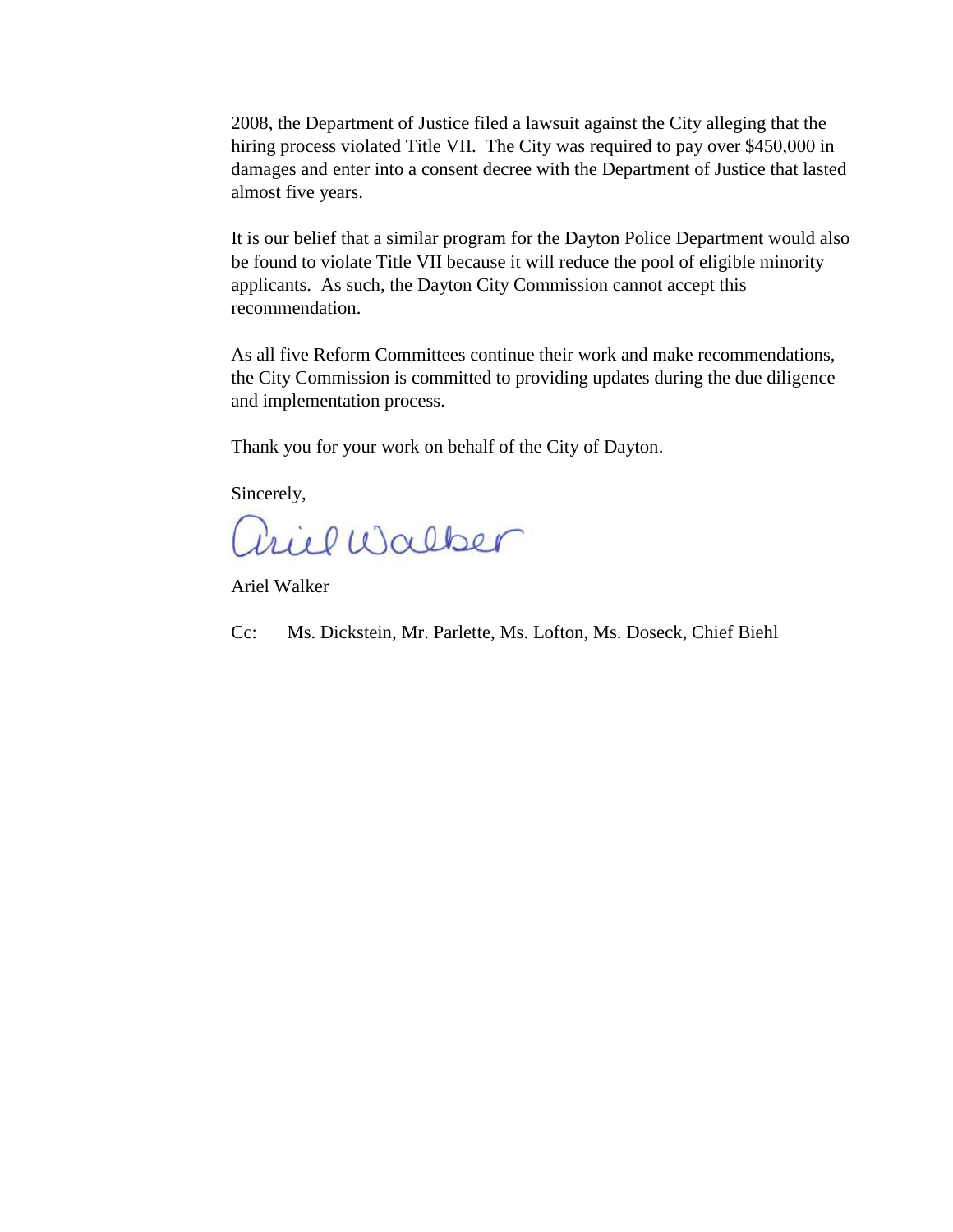2008, the Department of Justice filed a lawsuit against the City alleging that the hiring process violated Title VII. The City was required to pay over $450,000 in damages and enter into a consent decree with the Department of Justice that lasted almost five years.

It is our belief that a similar program for the Dayton Police Department would also be found to violate Title VII because it will reduce the pool of eligible minority applicants. As such, the Dayton City Commission cannot accept this recommendation.

As all five Reform Committees continue their work and make recommendations, the City Commission is committed to providing updates during the due diligence and implementation process.

Thank you for your work on behalf of the City of Dayton.

Sincerely,

Ariel Walker

Ariel Walker

Cc: Ms. Dickstein, Mr. Parlette, Ms. Lofton, Ms. Doseck, Chief Biehl